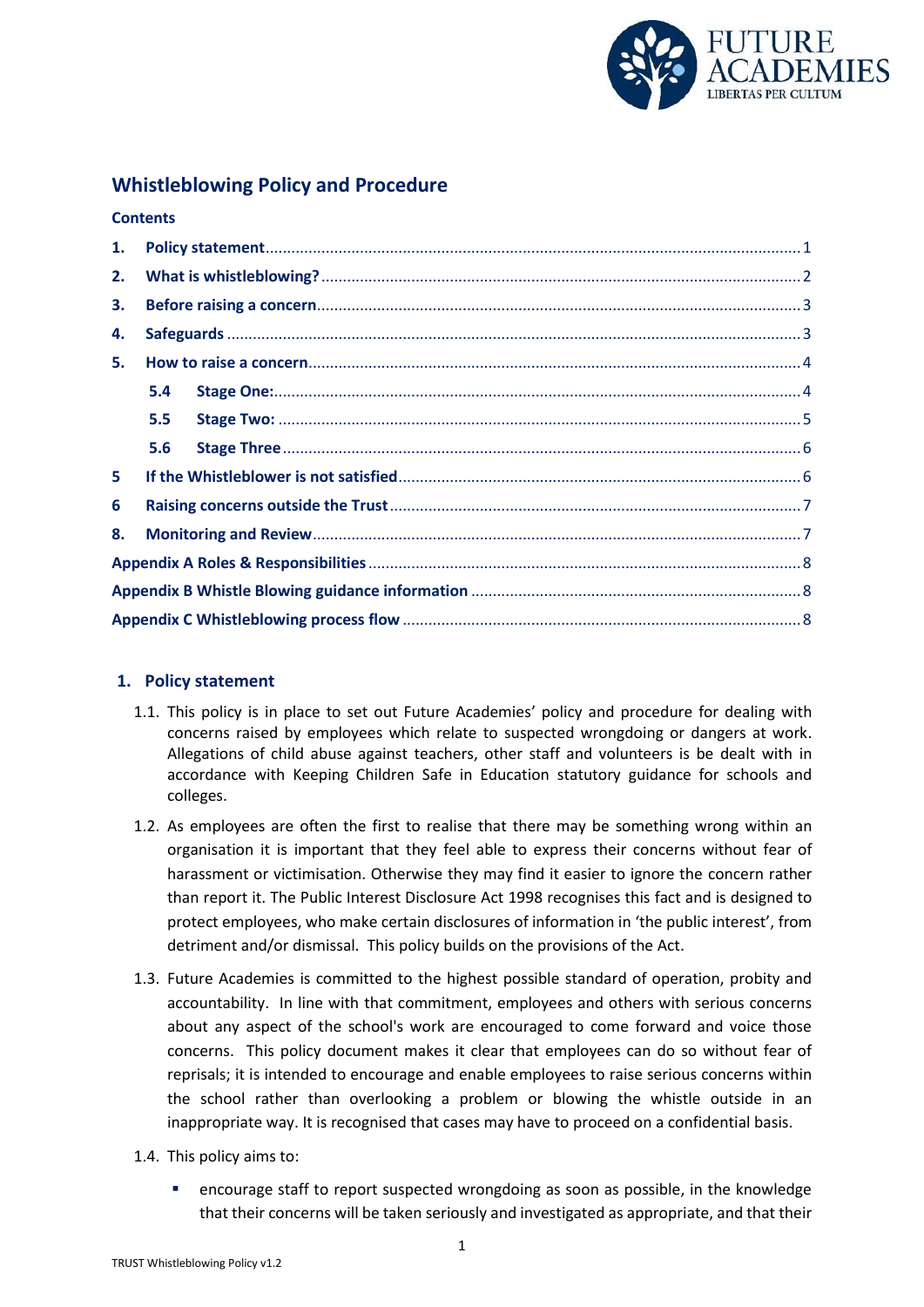# Whistleblowing Policy and Procedure

**Contents**

1. Policy statement ........ 1
2. What is whistleblowing? ........ 2
3. Before raising a concern ........ 3
4. Safeguards ........ 3
5. How to raise a concern ........ 4
   - 5.4 Stage One: ........ 4
   - 5.5 Stage Two: ........ 5
   - 5.6 Stage Three ........ 6

5 If the Whistleblower is not satisfied ........ 6

6 Raising concerns outside the Trust ........ 7

8. Monitoring and Review ........ 7

Appendix A Roles & Responsibilities ........ 8

Appendix B Whistle Blowing guidance information ........ 8

Appendix C Whistleblowing process flow ........ 8

## 1. Policy statement

1.1. This policy is in place to set out Future Academies' policy and procedure for dealing with concerns raised by employees which relate to suspected wrongdoing or dangers at work. Allegations of child abuse against teachers, other staff and volunteers is be dealt with in accordance with Keeping Children Safe in Education statutory guidance for schools and colleges.

1.2. As employees are often the first to realise that there may be something wrong within an organisation it is important that they feel able to express their concerns without fear of harassment or victimisation. Otherwise they may find it easier to ignore the concern rather than report it. The Public Interest Disclosure Act 1998 recognises this fact and is designed to protect employees, who make certain disclosures of information in 'the public interest', from detriment and/or dismissal. This policy builds on the provisions of the Act.

1.3. Future Academies is committed to the highest possible standard of operation, probity and accountability. In line with that commitment, employees and others with serious concerns about any aspect of the school's work are encouraged to come forward and voice those concerns. This policy document makes it clear that employees can do so without fear of reprisals; it is intended to encourage and enable employees to raise serious concerns within the school rather than overlooking a problem or blowing the whistle outside in an inappropriate way. It is recognised that cases may have to proceed on a confidential basis.

1.4. This policy aims to:

- encourage staff to report suspected wrongdoing as soon as possible, in the knowledge that their concerns will be taken seriously and investigated as appropriate, and that their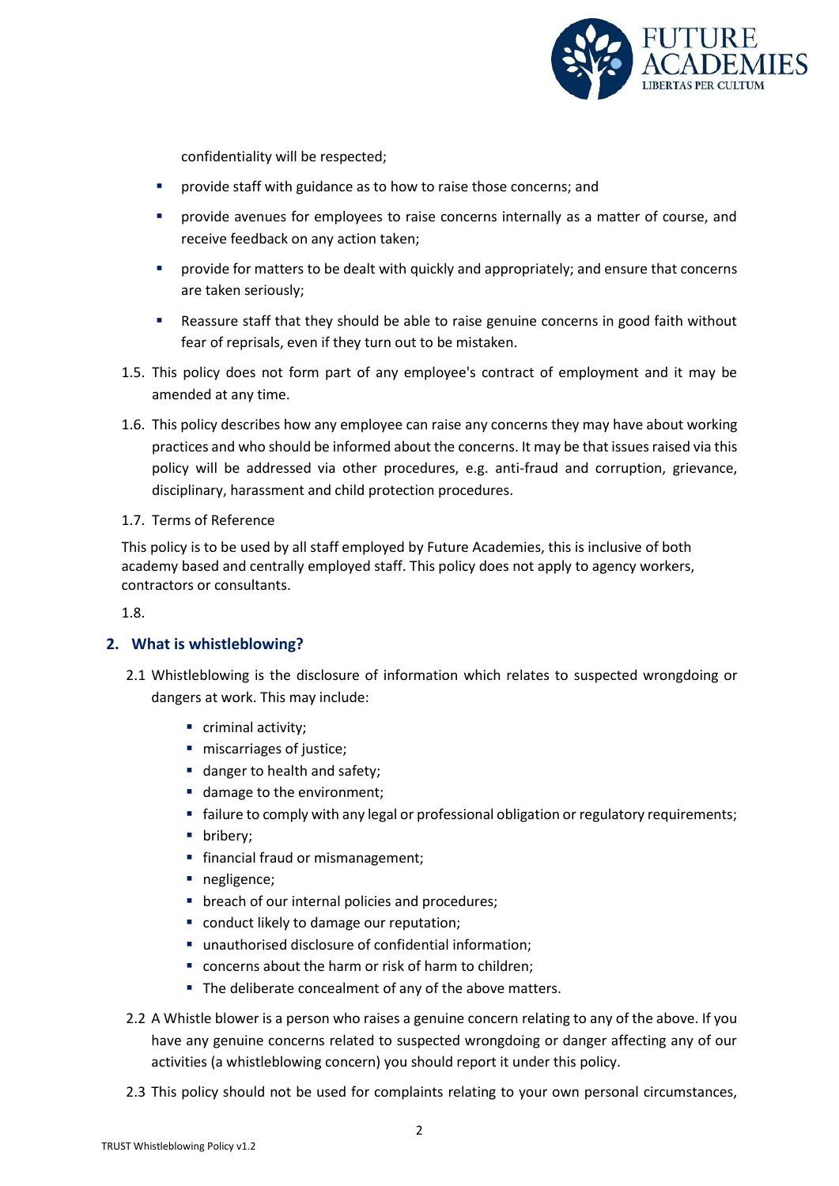confidentiality will be respected;

- provide staff with guidance as to how to raise those concerns; and
- provide avenues for employees to raise concerns internally as a matter of course, and receive feedback on any action taken;
- provide for matters to be dealt with quickly and appropriately; and ensure that concerns are taken seriously;
- Reassure staff that they should be able to raise genuine concerns in good faith without fear of reprisals, even if they turn out to be mistaken.

1.5. This policy does not form part of any employee's contract of employment and it may be amended at any time.

1.6. This policy describes how any employee can raise any concerns they may have about working practices and who should be informed about the concerns. It may be that issues raised via this policy will be addressed via other procedures, e.g. anti-fraud and corruption, grievance, disciplinary, harassment and child protection procedures.

1.7. Terms of Reference

This policy is to be used by all staff employed by Future Academies, this is inclusive of both academy based and centrally employed staff. This policy does not apply to agency workers, contractors or consultants.

1.8.

## 2. What is whistleblowing?

2.1 Whistleblowing is the disclosure of information which relates to suspected wrongdoing or dangers at work. This may include:

- criminal activity;
- miscarriages of justice;
- danger to health and safety;
- damage to the environment;
- failure to comply with any legal or professional obligation or regulatory requirements;
- bribery;
- financial fraud or mismanagement;
- negligence;
- breach of our internal policies and procedures;
- conduct likely to damage our reputation;
- unauthorised disclosure of confidential information;
- concerns about the harm or risk of harm to children;
- The deliberate concealment of any of the above matters.

2.2 A Whistle blower is a person who raises a genuine concern relating to any of the above. If you have any genuine concerns related to suspected wrongdoing or danger affecting any of our activities (a whistleblowing concern) you should report it under this policy.

2.3 This policy should not be used for complaints relating to your own personal circumstances,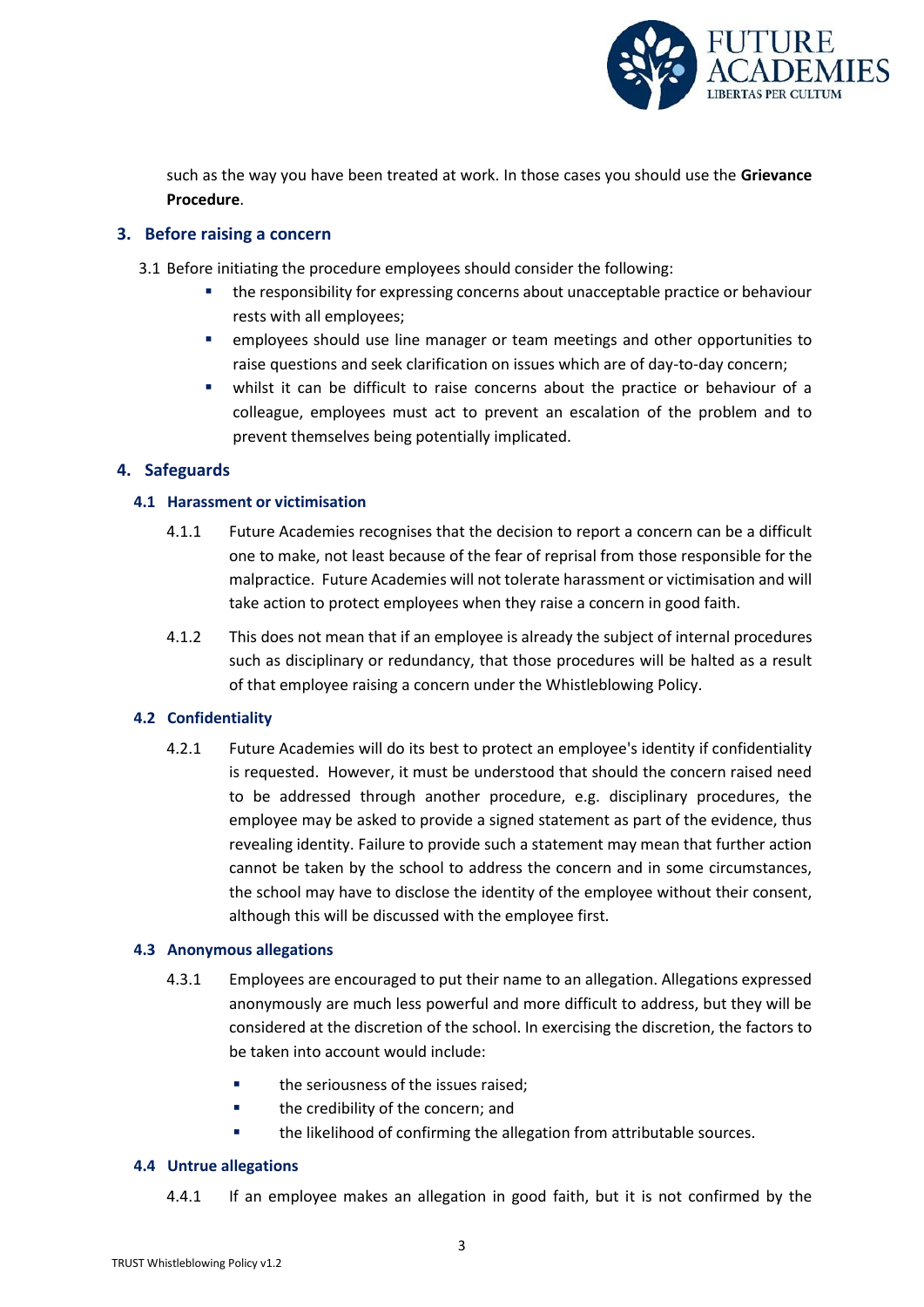such as the way you have been treated at work. In those cases you should use the **Grievance Procedure**.

## 3. Before raising a concern

3.1 Before initiating the procedure employees should consider the following:

- the responsibility for expressing concerns about unacceptable practice or behaviour rests with all employees;
- employees should use line manager or team meetings and other opportunities to raise questions and seek clarification on issues which are of day-to-day concern;
- whilst it can be difficult to raise concerns about the practice or behaviour of a colleague, employees must act to prevent an escalation of the problem and to prevent themselves being potentially implicated.

## 4. Safeguards

### 4.1 Harassment or victimisation

4.1.1 Future Academies recognises that the decision to report a concern can be a difficult one to make, not least because of the fear of reprisal from those responsible for the malpractice. Future Academies will not tolerate harassment or victimisation and will take action to protect employees when they raise a concern in good faith.

4.1.2 This does not mean that if an employee is already the subject of internal procedures such as disciplinary or redundancy, that those procedures will be halted as a result of that employee raising a concern under the Whistleblowing Policy.

### 4.2 Confidentiality

4.2.1 Future Academies will do its best to protect an employee's identity if confidentiality is requested. However, it must be understood that should the concern raised need to be addressed through another procedure, e.g. disciplinary procedures, the employee may be asked to provide a signed statement as part of the evidence, thus revealing identity. Failure to provide such a statement may mean that further action cannot be taken by the school to address the concern and in some circumstances, the school may have to disclose the identity of the employee without their consent, although this will be discussed with the employee first.

### 4.3 Anonymous allegations

4.3.1 Employees are encouraged to put their name to an allegation. Allegations expressed anonymously are much less powerful and more difficult to address, but they will be considered at the discretion of the school. In exercising the discretion, the factors to be taken into account would include:

- the seriousness of the issues raised;
- the credibility of the concern; and
- the likelihood of confirming the allegation from attributable sources.

### 4.4 Untrue allegations

4.4.1 If an employee makes an allegation in good faith, but it is not confirmed by the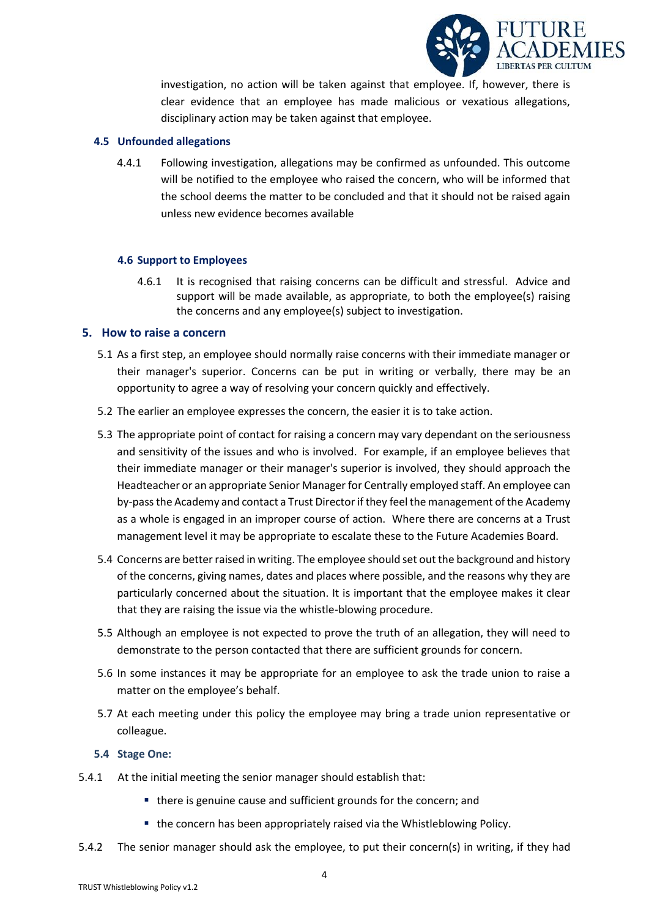investigation, no action will be taken against that employee. If, however, there is clear evidence that an employee has made malicious or vexatious allegations, disciplinary action may be taken against that employee.

### 4.5 Unfounded allegations

4.4.1 Following investigation, allegations may be confirmed as unfounded. This outcome will be notified to the employee who raised the concern, who will be informed that the school deems the matter to be concluded and that it should not be raised again unless new evidence becomes available

### 4.6 Support to Employees

4.6.1 It is recognised that raising concerns can be difficult and stressful. Advice and support will be made available, as appropriate, to both the employee(s) raising the concerns and any employee(s) subject to investigation.

## 5. How to raise a concern

5.1 As a first step, an employee should normally raise concerns with their immediate manager or their manager's superior. Concerns can be put in writing or verbally, there may be an opportunity to agree a way of resolving your concern quickly and effectively.

5.2 The earlier an employee expresses the concern, the easier it is to take action.

5.3 The appropriate point of contact for raising a concern may vary dependant on the seriousness and sensitivity of the issues and who is involved. For example, if an employee believes that their immediate manager or their manager's superior is involved, they should approach the Headteacher or an appropriate Senior Manager for Centrally employed staff. An employee can by-pass the Academy and contact a Trust Director if they feel the management of the Academy as a whole is engaged in an improper course of action. Where there are concerns at a Trust management level it may be appropriate to escalate these to the Future Academies Board.

5.4 Concerns are better raised in writing. The employee should set out the background and history of the concerns, giving names, dates and places where possible, and the reasons why they are particularly concerned about the situation. It is important that the employee makes it clear that they are raising the issue via the whistle-blowing procedure.

5.5 Although an employee is not expected to prove the truth of an allegation, they will need to demonstrate to the person contacted that there are sufficient grounds for concern.

5.6 In some instances it may be appropriate for an employee to ask the trade union to raise a matter on the employee's behalf.

5.7 At each meeting under this policy the employee may bring a trade union representative or colleague.

### 5.4 Stage One:

5.4.1 At the initial meeting the senior manager should establish that:

- there is genuine cause and sufficient grounds for the concern; and
- the concern has been appropriately raised via the Whistleblowing Policy.

5.4.2 The senior manager should ask the employee, to put their concern(s) in writing, if they had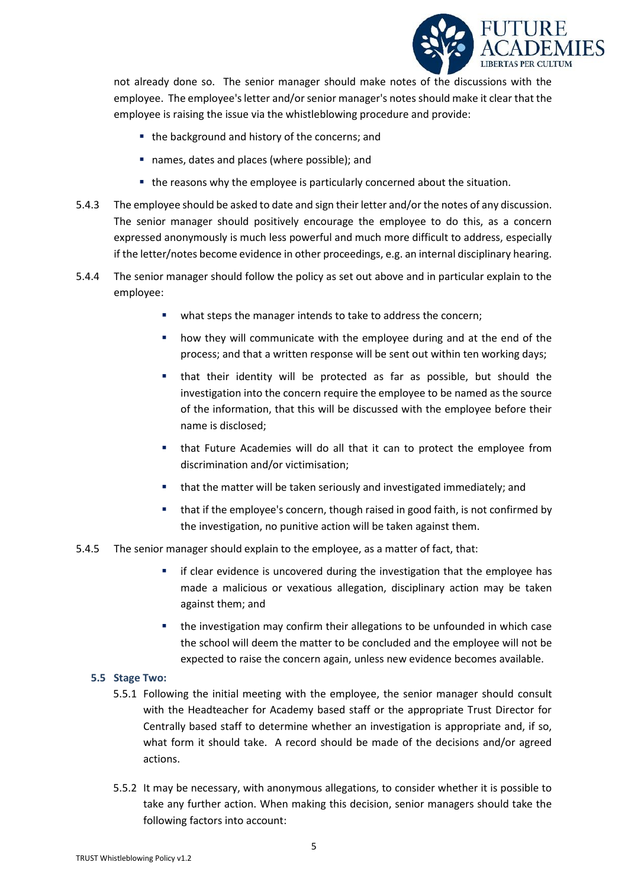not already done so. The senior manager should make notes of the discussions with the employee. The employee's letter and/or senior manager's notes should make it clear that the employee is raising the issue via the whistleblowing procedure and provide:

- the background and history of the concerns; and
- names, dates and places (where possible); and
- the reasons why the employee is particularly concerned about the situation.

5.4.3 The employee should be asked to date and sign their letter and/or the notes of any discussion. The senior manager should positively encourage the employee to do this, as a concern expressed anonymously is much less powerful and much more difficult to address, especially if the letter/notes become evidence in other proceedings, e.g. an internal disciplinary hearing.

5.4.4 The senior manager should follow the policy as set out above and in particular explain to the employee:

- what steps the manager intends to take to address the concern;
- how they will communicate with the employee during and at the end of the process; and that a written response will be sent out within ten working days;
- that their identity will be protected as far as possible, but should the investigation into the concern require the employee to be named as the source of the information, that this will be discussed with the employee before their name is disclosed;
- that Future Academies will do all that it can to protect the employee from discrimination and/or victimisation;
- that the matter will be taken seriously and investigated immediately; and
- that if the employee's concern, though raised in good faith, is not confirmed by the investigation, no punitive action will be taken against them.

5.4.5 The senior manager should explain to the employee, as a matter of fact, that:

- if clear evidence is uncovered during the investigation that the employee has made a malicious or vexatious allegation, disciplinary action may be taken against them; and
- the investigation may confirm their allegations to be unfounded in which case the school will deem the matter to be concluded and the employee will not be expected to raise the concern again, unless new evidence becomes available.

### 5.5 Stage Two:

5.5.1 Following the initial meeting with the employee, the senior manager should consult with the Headteacher for Academy based staff or the appropriate Trust Director for Centrally based staff to determine whether an investigation is appropriate and, if so, what form it should take. A record should be made of the decisions and/or agreed actions.

5.5.2 It may be necessary, with anonymous allegations, to consider whether it is possible to take any further action. When making this decision, senior managers should take the following factors into account: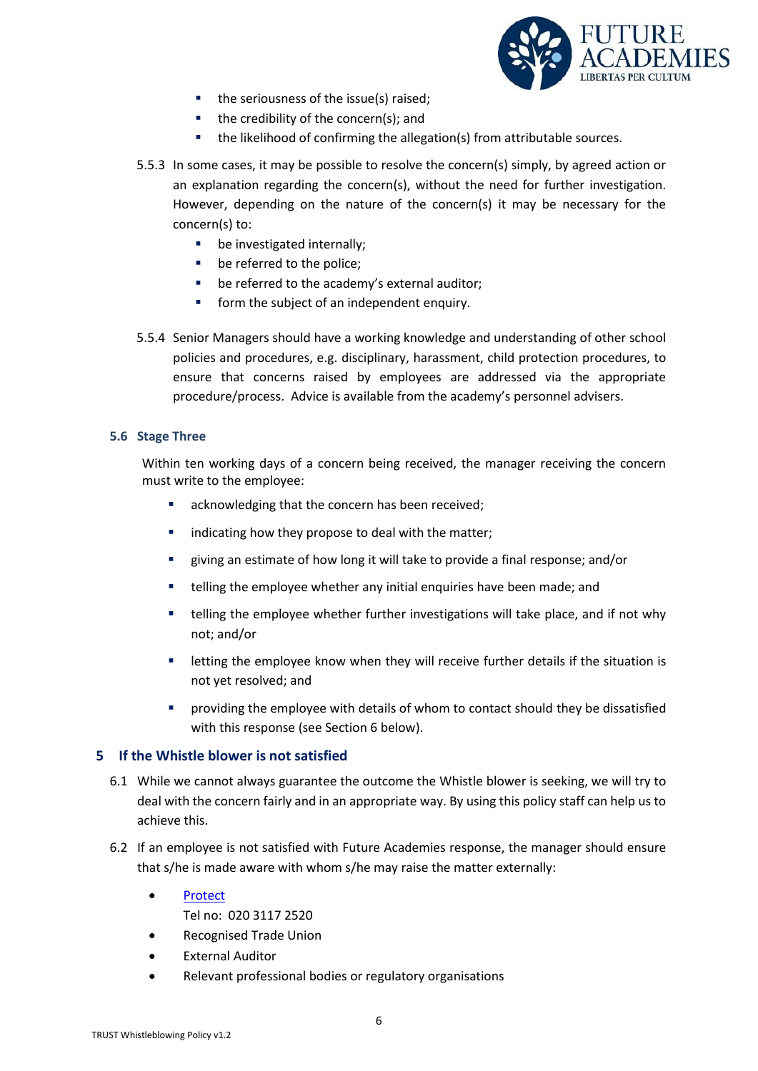- the seriousness of the issue(s) raised;
- the credibility of the concern(s); and
- the likelihood of confirming the allegation(s) from attributable sources.

5.5.3 In some cases, it may be possible to resolve the concern(s) simply, by agreed action or an explanation regarding the concern(s), without the need for further investigation. However, depending on the nature of the concern(s) it may be necessary for the concern(s) to:

- be investigated internally;
- be referred to the police;
- be referred to the academy's external auditor;
- form the subject of an independent enquiry.

5.5.4 Senior Managers should have a working knowledge and understanding of other school policies and procedures, e.g. disciplinary, harassment, child protection procedures, to ensure that concerns raised by employees are addressed via the appropriate procedure/process. Advice is available from the academy's personnel advisers.

### 5.6 Stage Three

Within ten working days of a concern being received, the manager receiving the concern must write to the employee:

- acknowledging that the concern has been received;
- indicating how they propose to deal with the matter;
- giving an estimate of how long it will take to provide a final response; and/or
- telling the employee whether any initial enquiries have been made; and
- telling the employee whether further investigations will take place, and if not why not; and/or
- letting the employee know when they will receive further details if the situation is not yet resolved; and
- providing the employee with details of whom to contact should they be dissatisfied with this response (see Section 6 below).

## 5 If the Whistle blower is not satisfied

6.1 While we cannot always guarantee the outcome the Whistle blower is seeking, we will try to deal with the concern fairly and in an appropriate way. By using this policy staff can help us to achieve this.

6.2 If an employee is not satisfied with Future Academies response, the manager should ensure that s/he is made aware with whom s/he may raise the matter externally:

- Protect
  Tel no: 020 3117 2520
- Recognised Trade Union
- External Auditor
- Relevant professional bodies or regulatory organisations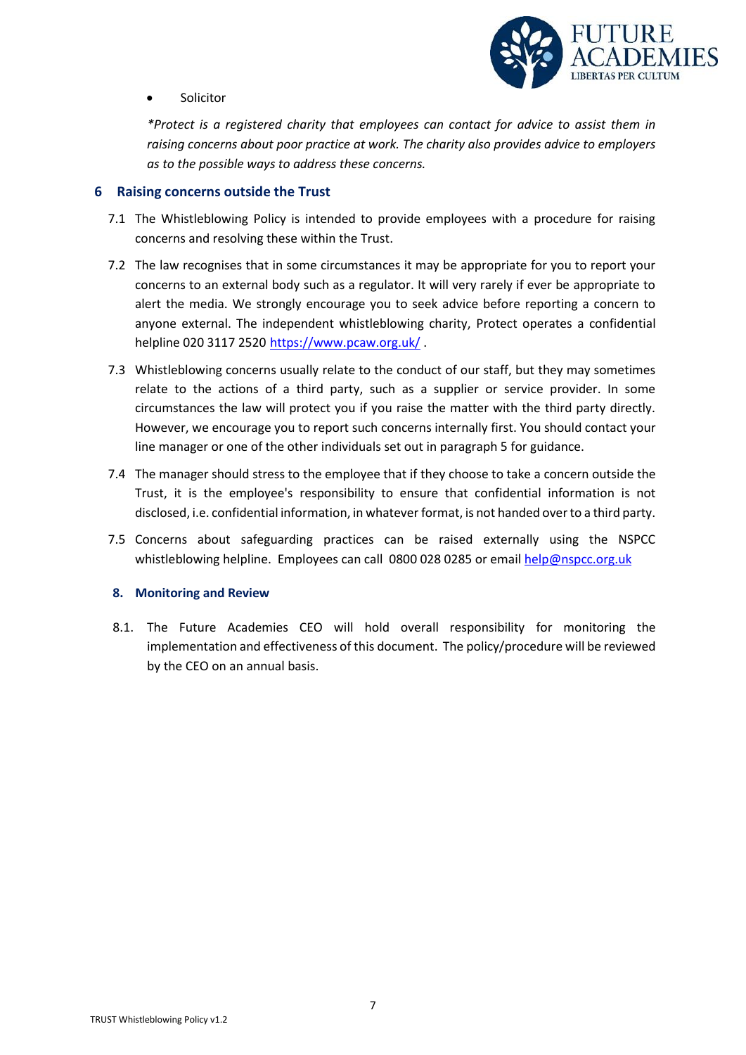- Solicitor

*\*Protect is a registered charity that employees can contact for advice to assist them in raising concerns about poor practice at work. The charity also provides advice to employers as to the possible ways to address these concerns.*

## 6 Raising concerns outside the Trust

7.1 The Whistleblowing Policy is intended to provide employees with a procedure for raising concerns and resolving these within the Trust.

7.2 The law recognises that in some circumstances it may be appropriate for you to report your concerns to an external body such as a regulator. It will very rarely if ever be appropriate to alert the media. We strongly encourage you to seek advice before reporting a concern to anyone external. The independent whistleblowing charity, Protect operates a confidential helpline 020 3117 2520 [https://www.pcaw.org.uk/](https://www.pcaw.org.uk/) .

7.3 Whistleblowing concerns usually relate to the conduct of our staff, but they may sometimes relate to the actions of a third party, such as a supplier or service provider. In some circumstances the law will protect you if you raise the matter with the third party directly. However, we encourage you to report such concerns internally first. You should contact your line manager or one of the other individuals set out in paragraph 5 for guidance.

7.4 The manager should stress to the employee that if they choose to take a concern outside the Trust, it is the employee's responsibility to ensure that confidential information is not disclosed, i.e. confidential information, in whatever format, is not handed over to a third party.

7.5 Concerns about safeguarding practices can be raised externally using the NSPCC whistleblowing helpline. Employees can call 0800 028 0285 or email [help@nspcc.org.uk](mailto:help@nspcc.org.uk)

## 8. Monitoring and Review

8.1. The Future Academies CEO will hold overall responsibility for monitoring the implementation and effectiveness of this document. The policy/procedure will be reviewed by the CEO on an annual basis.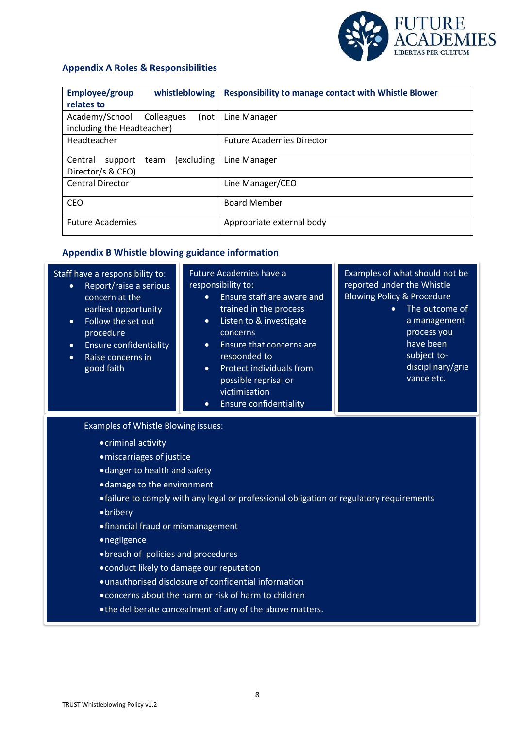## Appendix A Roles & Responsibilities

| Employee/group whistleblowing relates to | Responsibility to manage contact with Whistle Blower |
|---|---|
| Academy/School Colleagues (not including the Headteacher) | Line Manager |
| Headteacher | Future Academies Director |
| Central support team (excluding Director/s & CEO) | Line Manager |
| Central Director | Line Manager/CEO |
| CEO | Board Member |
| Future Academies | Appropriate external body |

## Appendix B Whistle blowing guidance information

Staff have a responsibility to:

- Report/raise a serious concern at the earliest opportunity
- Follow the set out procedure
- Ensure confidentiality
- Raise concerns in good faith

Future Academies have a responsibility to:

- Ensure staff are aware and trained in the process
- Listen to & investigate concerns
- Ensure that concerns are responded to
- Protect individuals from possible reprisal or victimisation
- Ensure confidentiality

Examples of what should not be reported under the Whistle Blowing Policy & Procedure

- The outcome of a management process you have been subject to- disciplinary/grievance etc.

Examples of Whistle Blowing issues:

- criminal activity
- miscarriages of justice
- danger to health and safety
- damage to the environment
- failure to comply with any legal or professional obligation or regulatory requirements
- bribery
- financial fraud or mismanagement
- negligence
- breach of policies and procedures
- conduct likely to damage our reputation
- unauthorised disclosure of confidential information
- concerns about the harm or risk of harm to children
- the deliberate concealment of any of the above matters.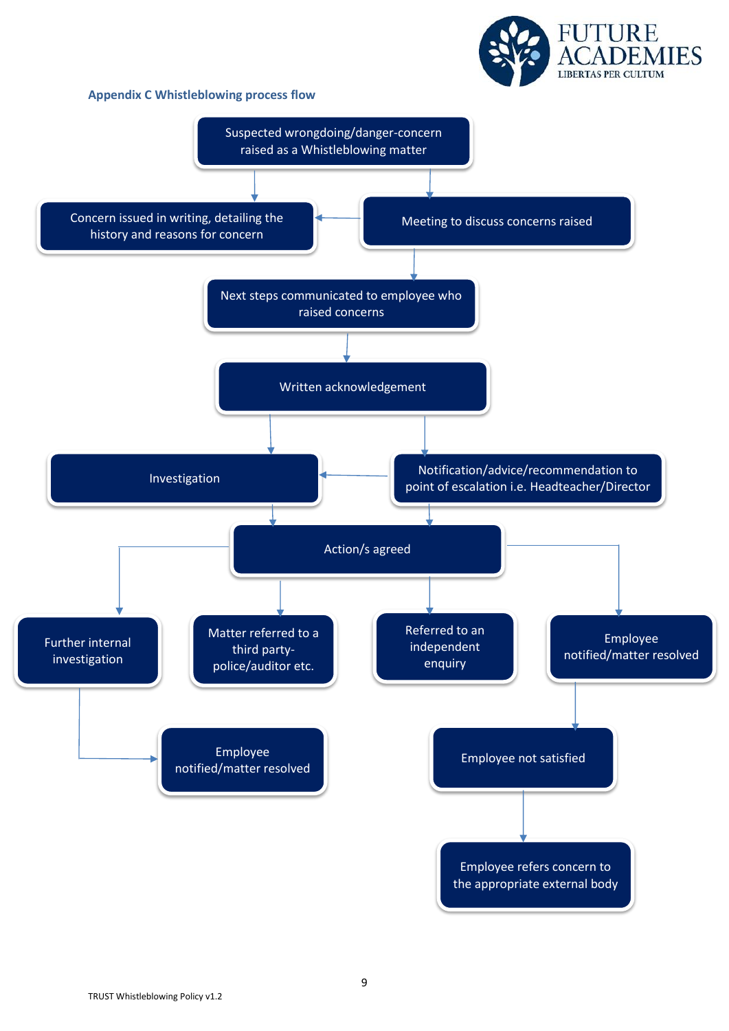### Appendix C Whistleblowing process flow

- Suspected wrongdoing/danger-concern raised as a Whistleblowing matter
  - → Concern issued in writing, detailing the history and reasons for concern
  - → Meeting to discuss concerns raised
    - → Concern issued in writing, detailing the history and reasons for concern
    - → Next steps communicated to employee who raised concerns
      - → Written acknowledgement
        - → Investigation
          - → Action/s agreed
        - → Notification/advice/recommendation to point of escalation i.e. Headteacher/Director
          - → Investigation
          - → Action/s agreed

Action/s agreed leads to four outcomes:

- Further internal investigation
  - → Employee notified/matter resolved
- Matter referred to a third party- police/auditor etc.
- Referred to an independent enquiry
- Employee notified/matter resolved
  - → Employee not satisfied
    - → Employee refers concern to the appropriate external body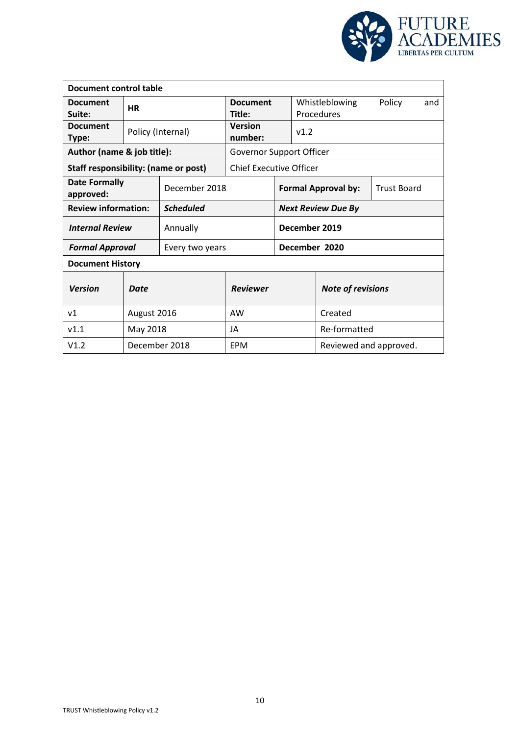| Document control table | | | | | |
|---|---|---|---|---|---|
| **Document Suite:** | **HR** | **Document Title:** | Whistleblowing Policy and Procedures | | |
| **Document Type:** | Policy (Internal) | **Version number:** | v1.2 | | |
| **Author (name & job title):** | | Governor Support Officer | | | |
| **Staff responsibility: (name or post)** | | Chief Executive Officer | | | |
| **Date Formally approved:** | December 2018 | | **Formal Approval by:** | Trust Board | |
| **Review information:** | ***Scheduled*** | | ***Next Review Due By*** | | |
| ***Internal Review*** | Annually | | **December 2019** | | |
| ***Formal Approval*** | Every two years | | **December 2020** | | |
| **Document History** | | | | | |
| ***Version*** | ***Date*** | ***Reviewer*** | ***Note of revisions*** | | |
| v1 | August 2016 | AW | Created | | |
| v1.1 | May 2018 | JA | Re-formatted | | |
| V1.2 | December 2018 | EPM | Reviewed and approved. | | |